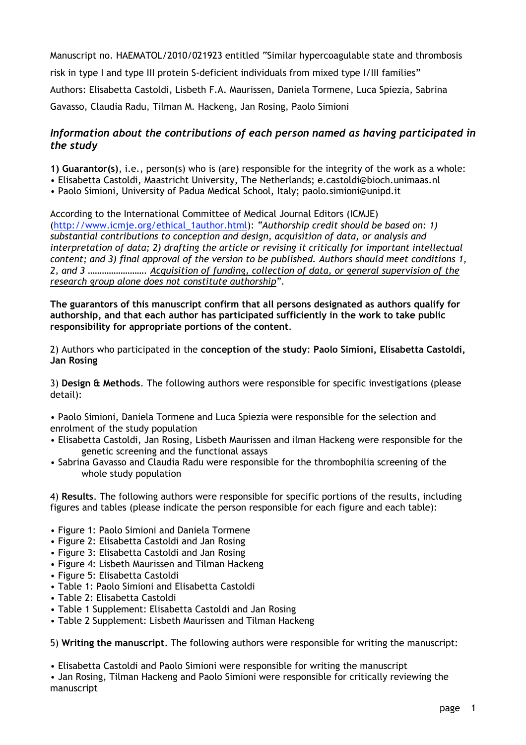Manuscript no. HAEMATOL/2010/021923 entitled "Similar hypercoagulable state and thrombosis risk in type I and type III protein S-deficient individuals from mixed type I/III families"

Authors: Elisabetta Castoldi, Lisbeth F.A. Maurissen, Daniela Tormene, Luca Spiezia, Sabrina Gavasso, Claudia Radu, Tilman M. Hackeng, Jan Rosing, Paolo Simioni

### *Information about the contributions of each person named as having participated in the study*

**1) Guarantor(s)**, i.e., person(s) who is (are) responsible for the integrity of the work as a whole:

- Elisabetta Castoldi, Maastricht University, The Netherlands; e.castoldi@bioch.unimaas.nl
- Paolo Simioni, University of Padua Medical School, Italy; paolo.simioni@unipd.it

According to the International Committee of Medical Journal Editors (ICMJE) (http://www.icmje.org/ethical_1author.html): *"Authorship credit should be based on: 1) substantial contributions to conception and design, acquisition of data, or analysis and interpretation of data; 2) drafting the article or revising it critically for important intellectual content; and 3) final approval of the version to be published. Authors should meet conditions 1, 2, and 3 ……………………. Acquisition of funding, collection of data, or general supervision of the research group alone does not constitute authorship"*.

**The guarantors of this manuscript confirm that all persons designated as authors qualify for authorship, and that each author has participated sufficiently in the work to take public responsibility for appropriate portions of the content**.

2) Authors who participated in the **conception of the study**: **Paolo Simioni, Elisabetta Castoldi, Jan Rosing**

3) **Design & Methods**. The following authors were responsible for specific investigations (please detail):

- Paolo Simioni, Daniela Tormene and Luca Spiezia were responsible for the selection and enrolment of the study population
- Elisabetta Castoldi, Jan Rosing, Lisbeth Maurissen and ilman Hackeng were responsible for the genetic screening and the functional assays
- Sabrina Gavasso and Claudia Radu were responsible for the thrombophilia screening of the whole study population

4) **Results**. The following authors were responsible for specific portions of the results, including figures and tables (please indicate the person responsible for each figure and each table):

- Figure 1: Paolo Simioni and Daniela Tormene
- Figure 2: Elisabetta Castoldi and Jan Rosing
- Figure 3: Elisabetta Castoldi and Jan Rosing
- Figure 4: Lisbeth Maurissen and Tilman Hackeng
- Figure 5: Elisabetta Castoldi
- Table 1: Paolo Simioni and Elisabetta Castoldi
- Table 2: Elisabetta Castoldi
- Table 1 Supplement: Elisabetta Castoldi and Jan Rosing
- Table 2 Supplement: Lisbeth Maurissen and Tilman Hackeng

5) **Writing the manuscript**. The following authors were responsible for writing the manuscript:

- Elisabetta Castoldi and Paolo Simioni were responsible for writing the manuscript
- Jan Rosing, Tilman Hackeng and Paolo Simioni were responsible for critically reviewing the manuscript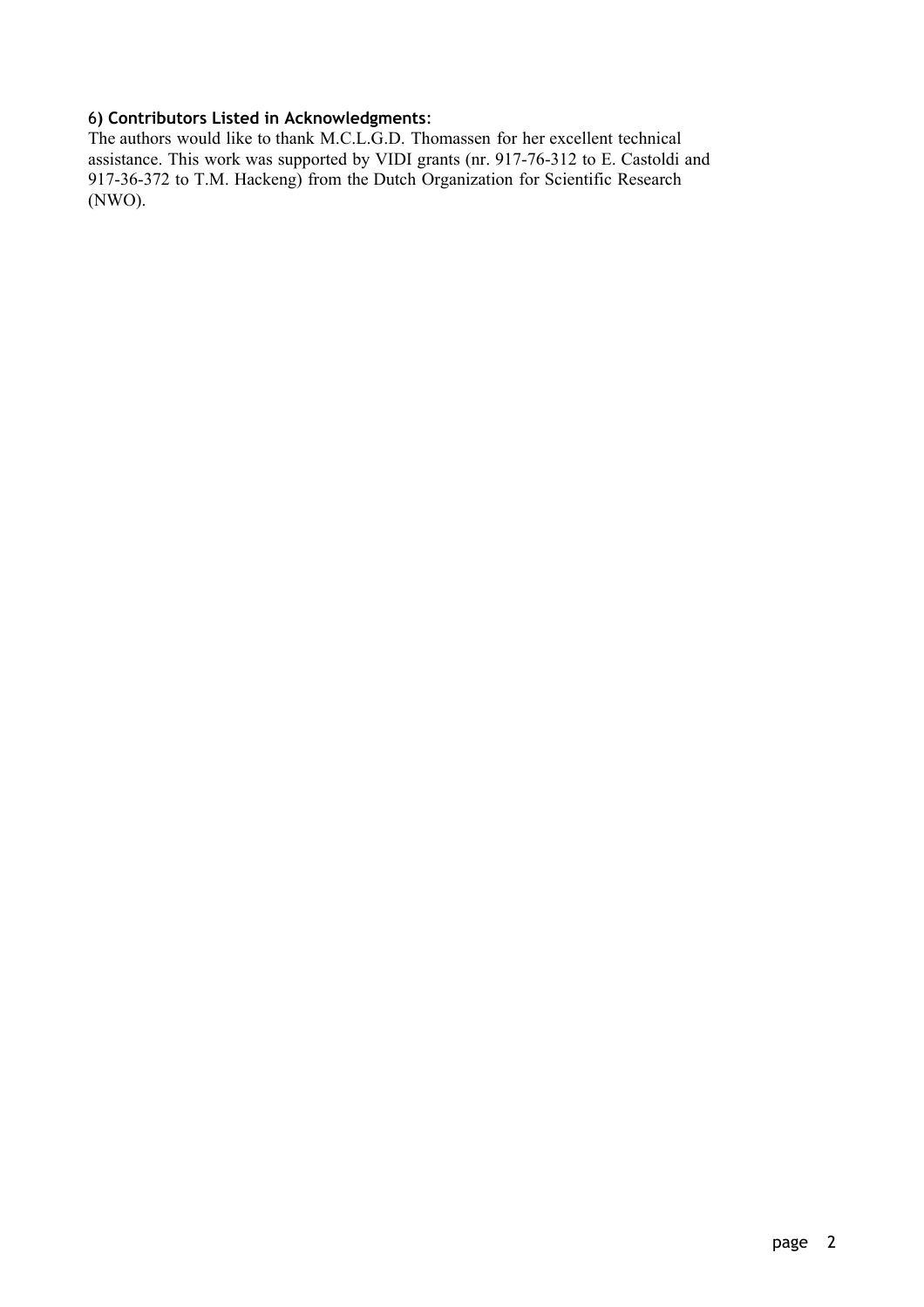**6) Contributors Listed in Acknowledgments:**

The authors would like to thank M.C.L.G.D. Thomassen for her excellent technical assistance. This work was supported by VIDI grants (nr. 917-76-312 to E. Castoldi and 917-36-372 to T.M. Hackeng) from the Dutch Organization for Scientific Research (NWO).